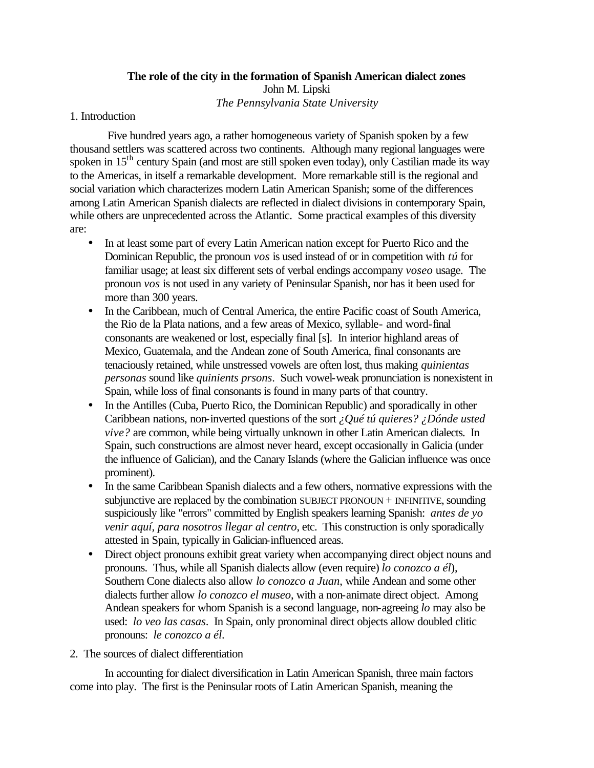# The role of the city in the formation of Spanish American dialect zones

John M. Lipski

*The Pennsylvania State University*

## 1. Introduction

Five hundred years ago, a rather homogeneous variety of Spanish spoken by a few thousand settlers was scattered across two continents. Although many regional languages were spoken in 15th century Spain (and most are still spoken even today), only Castilian made its way to the Americas, in itself a remarkable development. More remarkable still is the regional and social variation which characterizes modern Latin American Spanish; some of the differences among Latin American Spanish dialects are reflected in dialect divisions in contemporary Spain, while others are unprecedented across the Atlantic. Some practical examples of this diversity are:

- In at least some part of every Latin American nation except for Puerto Rico and the Dominican Republic, the pronoun *vos* is used instead of or in competition with *tú* for familiar usage; at least six different sets of verbal endings accompany *voseo* usage. The pronoun *vos* is not used in any variety of Peninsular Spanish, nor has it been used for more than 300 years.
- In the Caribbean, much of Central America, the entire Pacific coast of South America, the Rio de la Plata nations, and a few areas of Mexico, syllable- and word-final consonants are weakened or lost, especially final [s]. In interior highland areas of Mexico, Guatemala, and the Andean zone of South America, final consonants are tenaciously retained, while unstressed vowels are often lost, thus making *quinientas personas* sound like *quinients prsons*. Such vowel-weak pronunciation is nonexistent in Spain, while loss of final consonants is found in many parts of that country.
- In the Antilles (Cuba, Puerto Rico, the Dominican Republic) and sporadically in other Caribbean nations, non-inverted questions of the sort *¿Qué tú quieres? ¿Dónde usted vive?* are common, while being virtually unknown in other Latin American dialects. In Spain, such constructions are almost never heard, except occasionally in Galicia (under the influence of Galician), and the Canary Islands (where the Galician influence was once prominent).
- In the same Caribbean Spanish dialects and a few others, normative expressions with the subjunctive are replaced by the combination SUBJECT PRONOUN + INFINITIVE, sounding suspiciously like "errors" committed by English speakers learning Spanish: *antes de yo venir aquí, para nosotros llegar al centro*, etc. This construction is only sporadically attested in Spain, typically in Galician-influenced areas.
- Direct object pronouns exhibit great variety when accompanying direct object nouns and pronouns. Thus, while all Spanish dialects allow (even require) *lo conozco a él*), Southern Cone dialects also allow *lo conozco a Juan*, while Andean and some other dialects further allow *lo conozco el museo*, with a non-animate direct object. Among Andean speakers for whom Spanish is a second language, non-agreeing *lo* may also be used: *lo veo las casas*. In Spain, only pronominal direct objects allow doubled clitic pronouns: *le conozco a él*.

## 2. The sources of dialect differentiation

In accounting for dialect diversification in Latin American Spanish, three main factors come into play. The first is the Peninsular roots of Latin American Spanish, meaning the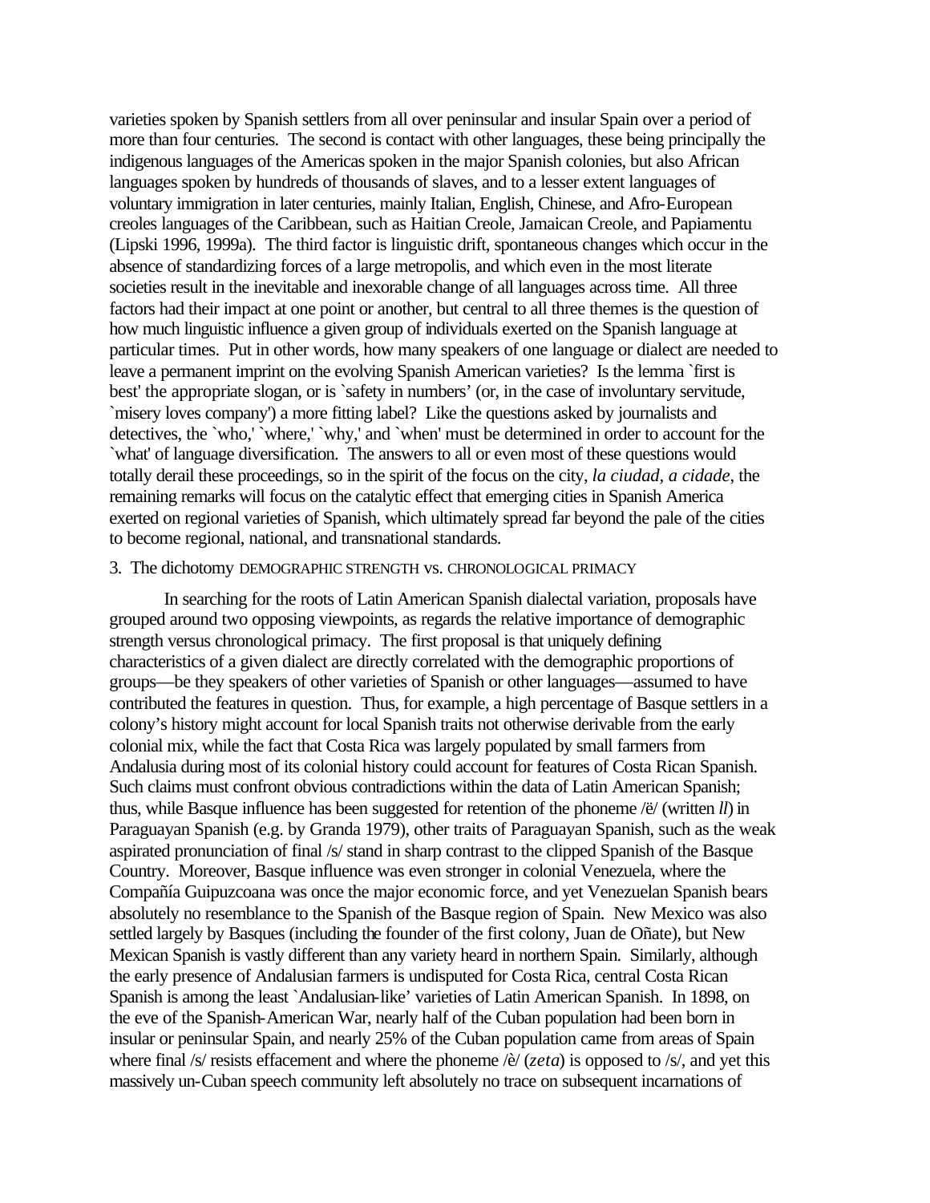varieties spoken by Spanish settlers from all over peninsular and insular Spain over a period of more than four centuries. The second is contact with other languages, these being principally the indigenous languages of the Americas spoken in the major Spanish colonies, but also African languages spoken by hundreds of thousands of slaves, and to a lesser extent languages of voluntary immigration in later centuries, mainly Italian, English, Chinese, and Afro-European creoles languages of the Caribbean, such as Haitian Creole, Jamaican Creole, and Papiamentu (Lipski 1996, 1999a). The third factor is linguistic drift, spontaneous changes which occur in the absence of standardizing forces of a large metropolis, and which even in the most literate societies result in the inevitable and inexorable change of all languages across time. All three factors had their impact at one point or another, but central to all three themes is the question of how much linguistic influence a given group of individuals exerted on the Spanish language at particular times. Put in other words, how many speakers of one language or dialect are needed to leave a permanent imprint on the evolving Spanish American varieties? Is the lemma `first is best' the appropriate slogan, or is `safety in numbers' (or, in the case of involuntary servitude, `misery loves company') a more fitting label? Like the questions asked by journalists and detectives, the `who,' `where,' `why,' and `when' must be determined in order to account for the `what' of language diversification. The answers to all or even most of these questions would totally derail these proceedings, so in the spirit of the focus on the city, *la ciudad, a cidade*, the remaining remarks will focus on the catalytic effect that emerging cities in Spanish America exerted on regional varieties of Spanish, which ultimately spread far beyond the pale of the cities to become regional, national, and transnational standards.

## 3. The dichotomy DEMOGRAPHIC STRENGTH vs. CHRONOLOGICAL PRIMACY

In searching for the roots of Latin American Spanish dialectal variation, proposals have grouped around two opposing viewpoints, as regards the relative importance of demographic strength versus chronological primacy. The first proposal is that uniquely defining characteristics of a given dialect are directly correlated with the demographic proportions of groups—be they speakers of other varieties of Spanish or other languages—assumed to have contributed the features in question. Thus, for example, a high percentage of Basque settlers in a colony's history might account for local Spanish traits not otherwise derivable from the early colonial mix, while the fact that Costa Rica was largely populated by small farmers from Andalusia during most of its colonial history could account for features of Costa Rican Spanish. Such claims must confront obvious contradictions within the data of Latin American Spanish; thus, while Basque influence has been suggested for retention of the phoneme /ë/ (written *ll*) in Paraguayan Spanish (e.g. by Granda 1979), other traits of Paraguayan Spanish, such as the weak aspirated pronunciation of final /s/ stand in sharp contrast to the clipped Spanish of the Basque Country. Moreover, Basque influence was even stronger in colonial Venezuela, where the Compañía Guipuzcoana was once the major economic force, and yet Venezuelan Spanish bears absolutely no resemblance to the Spanish of the Basque region of Spain. New Mexico was also settled largely by Basques (including the founder of the first colony, Juan de Oñate), but New Mexican Spanish is vastly different than any variety heard in northern Spain. Similarly, although the early presence of Andalusian farmers is undisputed for Costa Rica, central Costa Rican Spanish is among the least `Andalusian-like' varieties of Latin American Spanish. In 1898, on the eve of the Spanish-American War, nearly half of the Cuban population had been born in insular or peninsular Spain, and nearly 25% of the Cuban population came from areas of Spain where final /s/ resists effacement and where the phoneme /è/ (*zeta*) is opposed to /s/, and yet this massively un-Cuban speech community left absolutely no trace on subsequent incarnations of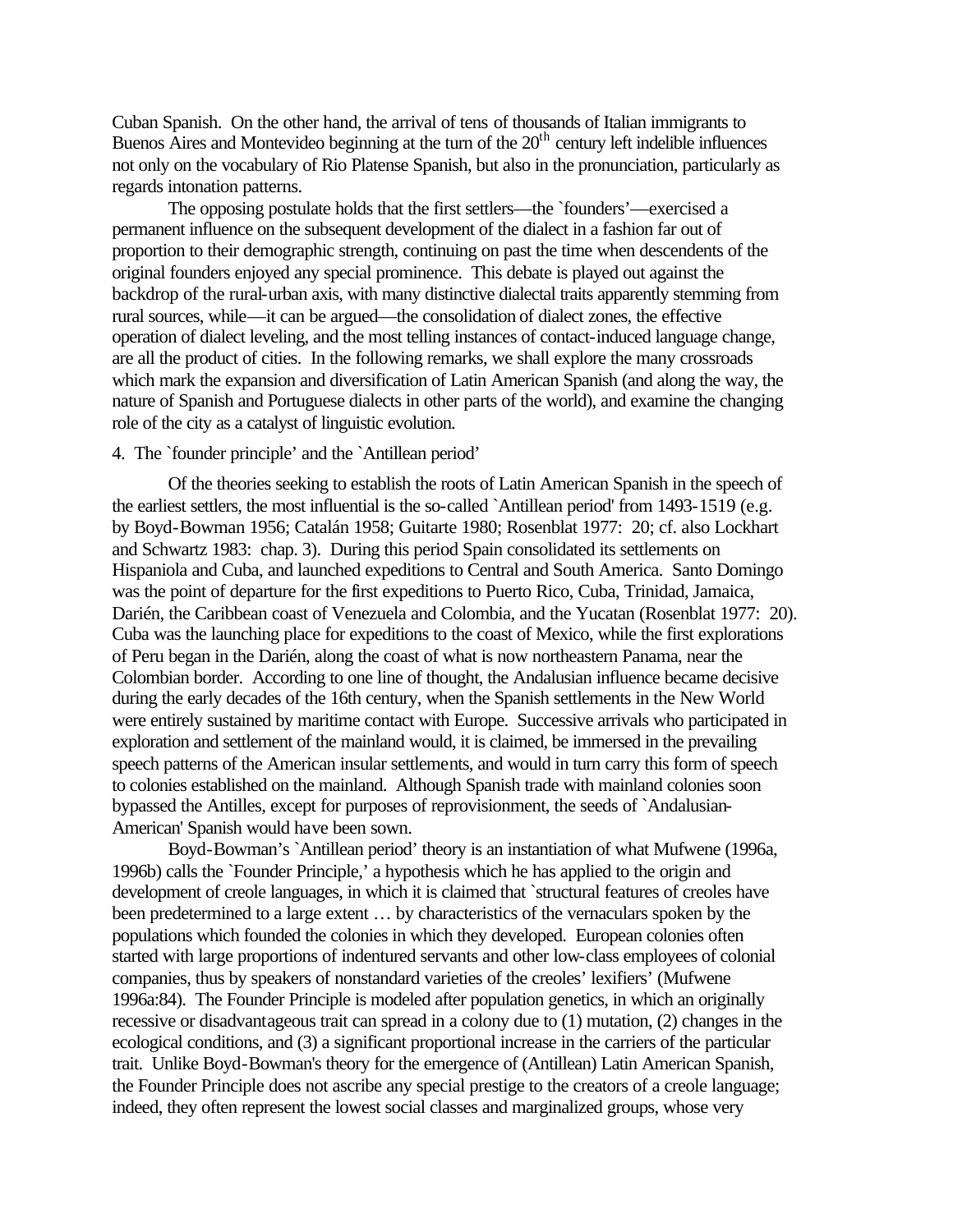Cuban Spanish. On the other hand, the arrival of tens of thousands of Italian immigrants to Buenos Aires and Montevideo beginning at the turn of the $20^{th}$ century left indelible influences not only on the vocabulary of Rio Platense Spanish, but also in the pronunciation, particularly as regards intonation patterns.

The opposing postulate holds that the first settlers—the `founders'—exercised a permanent influence on the subsequent development of the dialect in a fashion far out of proportion to their demographic strength, continuing on past the time when descendents of the original founders enjoyed any special prominence. This debate is played out against the backdrop of the rural-urban axis, with many distinctive dialectal traits apparently stemming from rural sources, while—it can be argued—the consolidation of dialect zones, the effective operation of dialect leveling, and the most telling instances of contact-induced language change, are all the product of cities. In the following remarks, we shall explore the many crossroads which mark the expansion and diversification of Latin American Spanish (and along the way, the nature of Spanish and Portuguese dialects in other parts of the world), and examine the changing role of the city as a catalyst of linguistic evolution.

## 4. The `founder principle' and the `Antillean period'

Of the theories seeking to establish the roots of Latin American Spanish in the speech of the earliest settlers, the most influential is the so-called `Antillean period' from 1493-1519 (e.g. by Boyd-Bowman 1956; Catalán 1958; Guitarte 1980; Rosenblat 1977: 20; cf. also Lockhart and Schwartz 1983: chap. 3). During this period Spain consolidated its settlements on Hispaniola and Cuba, and launched expeditions to Central and South America. Santo Domingo was the point of departure for the first expeditions to Puerto Rico, Cuba, Trinidad, Jamaica, Darién, the Caribbean coast of Venezuela and Colombia, and the Yucatan (Rosenblat 1977: 20). Cuba was the launching place for expeditions to the coast of Mexico, while the first explorations of Peru began in the Darién, along the coast of what is now northeastern Panama, near the Colombian border. According to one line of thought, the Andalusian influence became decisive during the early decades of the 16th century, when the Spanish settlements in the New World were entirely sustained by maritime contact with Europe. Successive arrivals who participated in exploration and settlement of the mainland would, it is claimed, be immersed in the prevailing speech patterns of the American insular settlements, and would in turn carry this form of speech to colonies established on the mainland. Although Spanish trade with mainland colonies soon bypassed the Antilles, except for purposes of reprovisionment, the seeds of `Andalusian-American' Spanish would have been sown.

Boyd-Bowman's `Antillean period' theory is an instantiation of what Mufwene (1996a, 1996b) calls the `Founder Principle,' a hypothesis which he has applied to the origin and development of creole languages, in which it is claimed that `structural features of creoles have been predetermined to a large extent … by characteristics of the vernaculars spoken by the populations which founded the colonies in which they developed. European colonies often started with large proportions of indentured servants and other low-class employees of colonial companies, thus by speakers of nonstandard varieties of the creoles' lexifiers' (Mufwene 1996a:84). The Founder Principle is modeled after population genetics, in which an originally recessive or disadvantageous trait can spread in a colony due to (1) mutation, (2) changes in the ecological conditions, and (3) a significant proportional increase in the carriers of the particular trait. Unlike Boyd-Bowman's theory for the emergence of (Antillean) Latin American Spanish, the Founder Principle does not ascribe any special prestige to the creators of a creole language; indeed, they often represent the lowest social classes and marginalized groups, whose very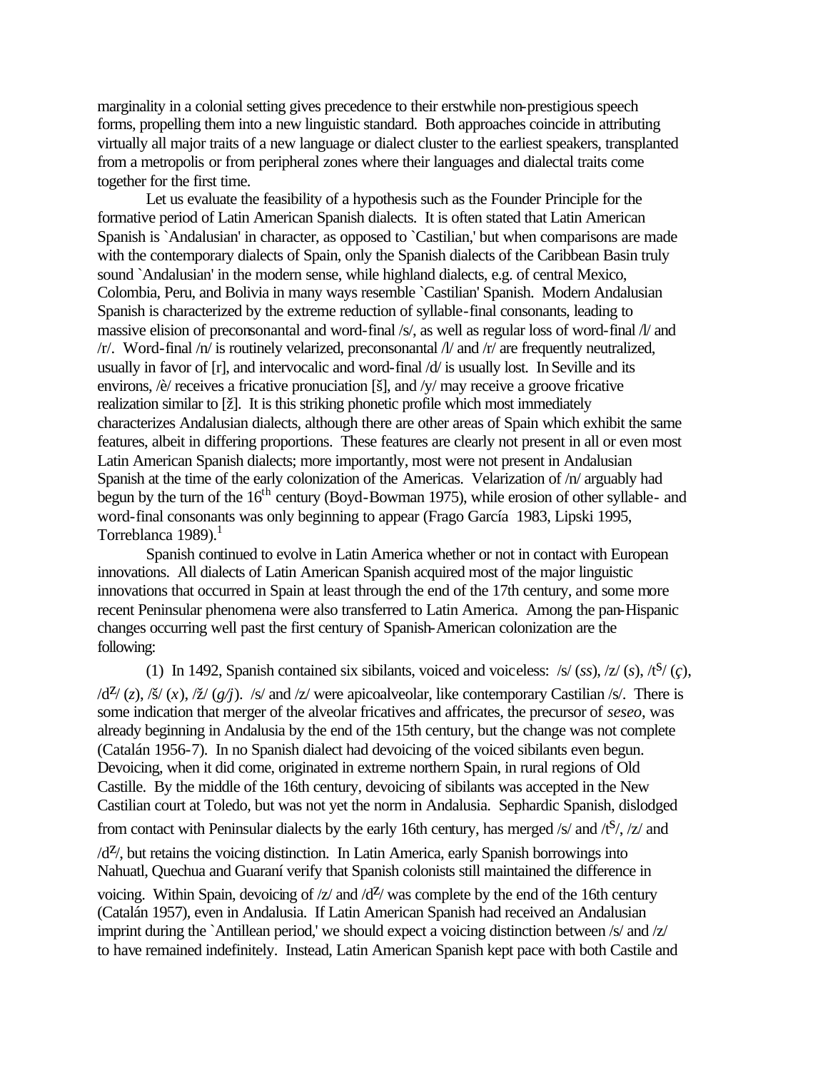marginality in a colonial setting gives precedence to their erstwhile non-prestigious speech forms, propelling them into a new linguistic standard. Both approaches coincide in attributing virtually all major traits of a new language or dialect cluster to the earliest speakers, transplanted from a metropolis or from peripheral zones where their languages and dialectal traits come together for the first time.

Let us evaluate the feasibility of a hypothesis such as the Founder Principle for the formative period of Latin American Spanish dialects. It is often stated that Latin American Spanish is `Andalusian' in character, as opposed to `Castilian,' but when comparisons are made with the contemporary dialects of Spain, only the Spanish dialects of the Caribbean Basin truly sound `Andalusian' in the modern sense, while highland dialects, e.g. of central Mexico, Colombia, Peru, and Bolivia in many ways resemble `Castilian' Spanish. Modern Andalusian Spanish is characterized by the extreme reduction of syllable-final consonants, leading to massive elision of preconsonantal and word-final /s/, as well as regular loss of word-final /l/ and /r/. Word-final /n/ is routinely velarized, preconsonantal /l/ and /r/ are frequently neutralized, usually in favor of [r], and intervocalic and word-final /d/ is usually lost. In Seville and its environs, /è/ receives a fricative pronuciation [š], and /y/ may receive a groove fricative realization similar to [ž]. It is this striking phonetic profile which most immediately characterizes Andalusian dialects, although there are other areas of Spain which exhibit the same features, albeit in differing proportions. These features are clearly not present in all or even most Latin American Spanish dialects; more importantly, most were not present in Andalusian Spanish at the time of the early colonization of the Americas. Velarization of /n/ arguably had begun by the turn of the 16th century (Boyd-Bowman 1975), while erosion of other syllable- and word-final consonants was only beginning to appear (Frago García 1983, Lipski 1995, Torreblanca 1989).[1]

Spanish continued to evolve in Latin America whether or not in contact with European innovations. All dialects of Latin American Spanish acquired most of the major linguistic innovations that occurred in Spain at least through the end of the 17th century, and some more recent Peninsular phenomena were also transferred to Latin America. Among the pan-Hispanic changes occurring well past the first century of Spanish-American colonization are the following:

(1) In 1492, Spanish contained six sibilants, voiced and voiceless: /s/ (*ss*), /z/ (*s*), /t$^{s}$/ (*ç*), /d$^{z}$/ (*z*), /š/ (*x*), /ž/ (*g/j*). /s/ and /z/ were apicoalveolar, like contemporary Castilian /s/. There is some indication that merger of the alveolar fricatives and affricates, the precursor of *seseo*, was already beginning in Andalusia by the end of the 15th century, but the change was not complete (Catalán 1956-7). In no Spanish dialect had devoicing of the voiced sibilants even begun. Devoicing, when it did come, originated in extreme northern Spain, in rural regions of Old Castille. By the middle of the 16th century, devoicing of sibilants was accepted in the New Castilian court at Toledo, but was not yet the norm in Andalusia. Sephardic Spanish, dislodged from contact with Peninsular dialects by the early 16th century, has merged /s/ and /t$^{s}$/, /z/ and /d$^{z}$/, but retains the voicing distinction. In Latin America, early Spanish borrowings into Nahuatl, Quechua and Guaraní verify that Spanish colonists still maintained the difference in voicing. Within Spain, devoicing of /z/ and /d$^{z}$/ was complete by the end of the 16th century (Catalán 1957), even in Andalusia. If Latin American Spanish had received an Andalusian imprint during the `Antillean period,' we should expect a voicing distinction between /s/ and /z/ to have remained indefinitely. Instead, Latin American Spanish kept pace with both Castile and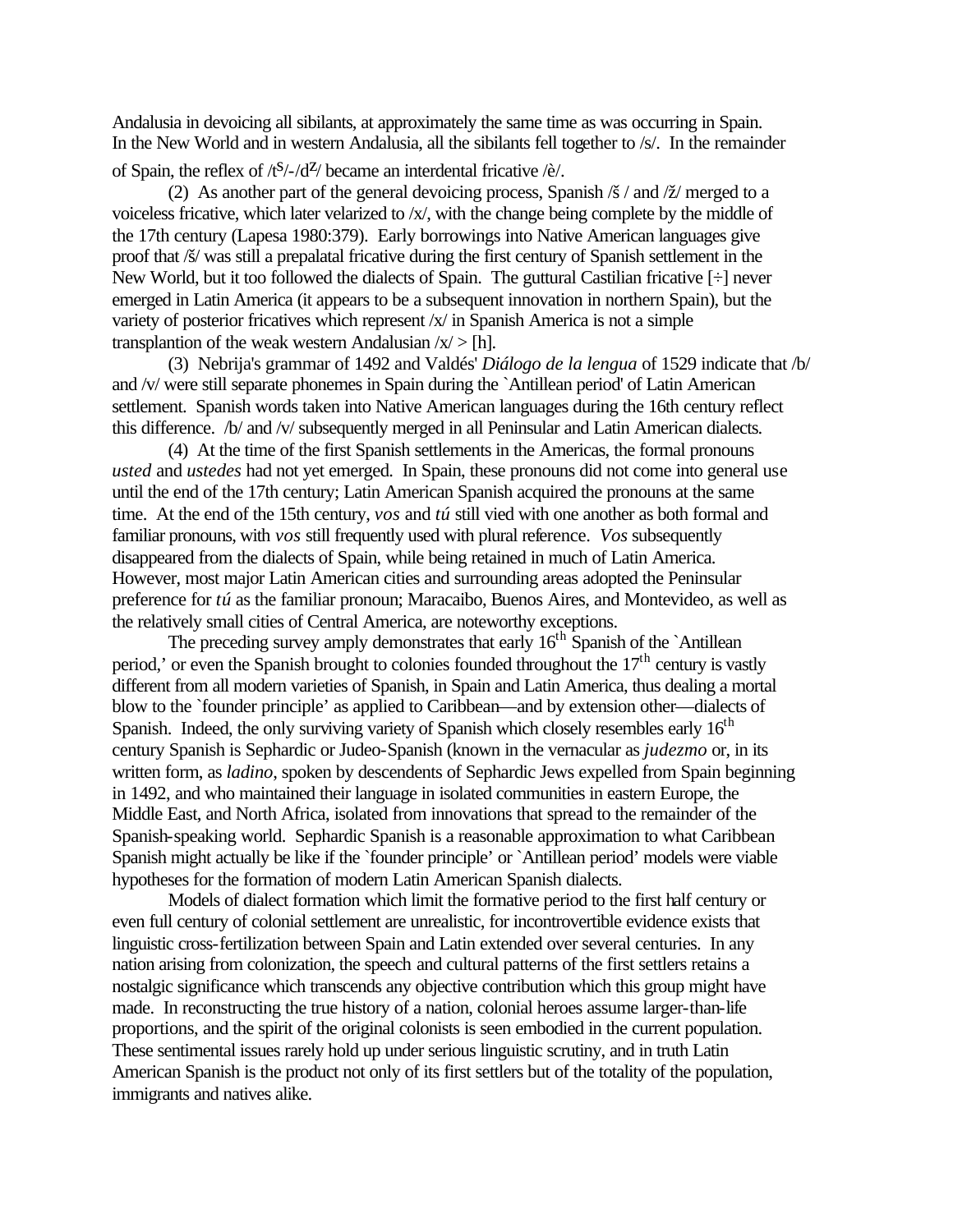Andalusia in devoicing all sibilants, at approximately the same time as was occurring in Spain. In the New World and in western Andalusia, all the sibilants fell together to /s/. In the remainder of Spain, the reflex of /t$^s$/-/d$^z$/ became an interdental fricative /è/.

(2) As another part of the general devoicing process, Spanish /š / and /ž/ merged to a voiceless fricative, which later velarized to /x/, with the change being complete by the middle of the 17th century (Lapesa 1980:379). Early borrowings into Native American languages give proof that /š/ was still a prepalatal fricative during the first century of Spanish settlement in the New World, but it too followed the dialects of Spain. The guttural Castilian fricative [÷] never emerged in Latin America (it appears to be a subsequent innovation in northern Spain), but the variety of posterior fricatives which represent /x/ in Spanish America is not a simple transplantion of the weak western Andalusian /x/ > [h].

(3) Nebrija's grammar of 1492 and Valdés' *Diálogo de la lengua* of 1529 indicate that /b/ and /v/ were still separate phonemes in Spain during the `Antillean period' of Latin American settlement. Spanish words taken into Native American languages during the 16th century reflect this difference. /b/ and /v/ subsequently merged in all Peninsular and Latin American dialects.

(4) At the time of the first Spanish settlements in the Americas, the formal pronouns *usted* and *ustedes* had not yet emerged. In Spain, these pronouns did not come into general use until the end of the 17th century; Latin American Spanish acquired the pronouns at the same time. At the end of the 15th century, *vos* and *tú* still vied with one another as both formal and familiar pronouns, with *vos* still frequently used with plural reference. *Vos* subsequently disappeared from the dialects of Spain, while being retained in much of Latin America. However, most major Latin American cities and surrounding areas adopted the Peninsular preference for *tú* as the familiar pronoun; Maracaibo, Buenos Aires, and Montevideo, as well as the relatively small cities of Central America, are noteworthy exceptions.

The preceding survey amply demonstrates that early 16$^{th}$ Spanish of the `Antillean period,' or even the Spanish brought to colonies founded throughout the 17$^{th}$ century is vastly different from all modern varieties of Spanish, in Spain and Latin America, thus dealing a mortal blow to the `founder principle' as applied to Caribbean—and by extension other—dialects of Spanish. Indeed, the only surviving variety of Spanish which closely resembles early 16$^{th}$ century Spanish is Sephardic or Judeo-Spanish (known in the vernacular as *judezmo* or, in its written form, as *ladino*, spoken by descendents of Sephardic Jews expelled from Spain beginning in 1492, and who maintained their language in isolated communities in eastern Europe, the Middle East, and North Africa, isolated from innovations that spread to the remainder of the Spanish-speaking world. Sephardic Spanish is a reasonable approximation to what Caribbean Spanish might actually be like if the `founder principle' or `Antillean period' models were viable hypotheses for the formation of modern Latin American Spanish dialects.

Models of dialect formation which limit the formative period to the first half century or even full century of colonial settlement are unrealistic, for incontrovertible evidence exists that linguistic cross-fertilization between Spain and Latin extended over several centuries. In any nation arising from colonization, the speech and cultural patterns of the first settlers retains a nostalgic significance which transcends any objective contribution which this group might have made. In reconstructing the true history of a nation, colonial heroes assume larger-than-life proportions, and the spirit of the original colonists is seen embodied in the current population. These sentimental issues rarely hold up under serious linguistic scrutiny, and in truth Latin American Spanish is the product not only of its first settlers but of the totality of the population, immigrants and natives alike.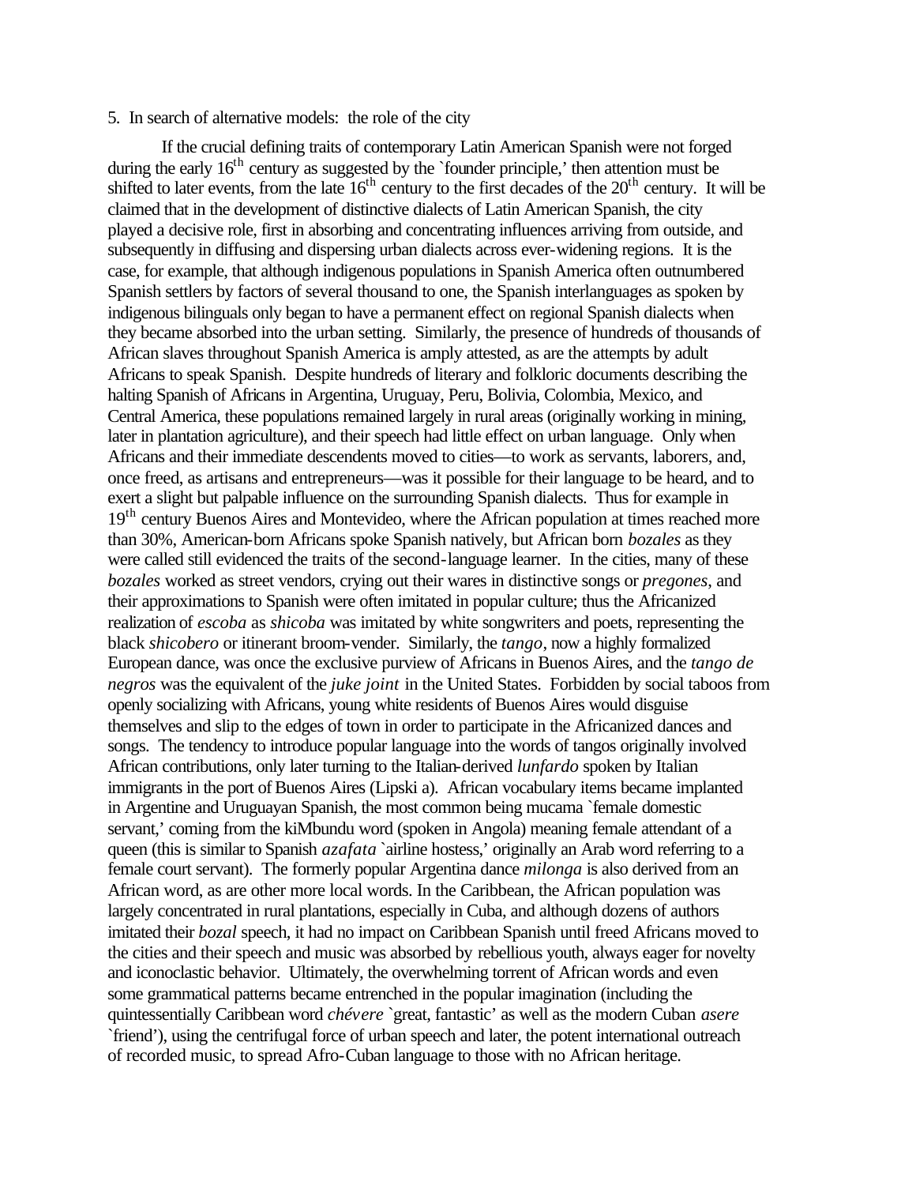## 5. In search of alternative models: the role of the city

If the crucial defining traits of contemporary Latin American Spanish were not forged during the early 16th century as suggested by the `founder principle,' then attention must be shifted to later events, from the late 16th century to the first decades of the 20th century. It will be claimed that in the development of distinctive dialects of Latin American Spanish, the city played a decisive role, first in absorbing and concentrating influences arriving from outside, and subsequently in diffusing and dispersing urban dialects across ever-widening regions. It is the case, for example, that although indigenous populations in Spanish America often outnumbered Spanish settlers by factors of several thousand to one, the Spanish interlanguages as spoken by indigenous bilinguals only began to have a permanent effect on regional Spanish dialects when they became absorbed into the urban setting. Similarly, the presence of hundreds of thousands of African slaves throughout Spanish America is amply attested, as are the attempts by adult Africans to speak Spanish. Despite hundreds of literary and folkloric documents describing the halting Spanish of Africans in Argentina, Uruguay, Peru, Bolivia, Colombia, Mexico, and Central America, these populations remained largely in rural areas (originally working in mining, later in plantation agriculture), and their speech had little effect on urban language. Only when Africans and their immediate descendents moved to cities—to work as servants, laborers, and, once freed, as artisans and entrepreneurs—was it possible for their language to be heard, and to exert a slight but palpable influence on the surrounding Spanish dialects. Thus for example in 19th century Buenos Aires and Montevideo, where the African population at times reached more than 30%, American-born Africans spoke Spanish natively, but African born *bozales* as they were called still evidenced the traits of the second-language learner. In the cities, many of these *bozales* worked as street vendors, crying out their wares in distinctive songs or *pregones*, and their approximations to Spanish were often imitated in popular culture; thus the Africanized realization of *escoba* as *shicoba* was imitated by white songwriters and poets, representing the black *shicobero* or itinerant broom-vender. Similarly, the *tango*, now a highly formalized European dance, was once the exclusive purview of Africans in Buenos Aires, and the *tango de negros* was the equivalent of the *juke joint* in the United States. Forbidden by social taboos from openly socializing with Africans, young white residents of Buenos Aires would disguise themselves and slip to the edges of town in order to participate in the Africanized dances and songs. The tendency to introduce popular language into the words of tangos originally involved African contributions, only later turning to the Italian-derived *lunfardo* spoken by Italian immigrants in the port of Buenos Aires (Lipski a). African vocabulary items became implanted in Argentine and Uruguayan Spanish, the most common being mucama `female domestic servant,' coming from the kiMbundu word (spoken in Angola) meaning female attendant of a queen (this is similar to Spanish *azafata* `airline hostess,' originally an Arab word referring to a female court servant). The formerly popular Argentina dance *milonga* is also derived from an African word, as are other more local words. In the Caribbean, the African population was largely concentrated in rural plantations, especially in Cuba, and although dozens of authors imitated their *bozal* speech, it had no impact on Caribbean Spanish until freed Africans moved to the cities and their speech and music was absorbed by rebellious youth, always eager for novelty and iconoclastic behavior. Ultimately, the overwhelming torrent of African words and even some grammatical patterns became entrenched in the popular imagination (including the quintessentially Caribbean word *chévere* `great, fantastic' as well as the modern Cuban *asere* `friend'), using the centrifugal force of urban speech and later, the potent international outreach of recorded music, to spread Afro-Cuban language to those with no African heritage.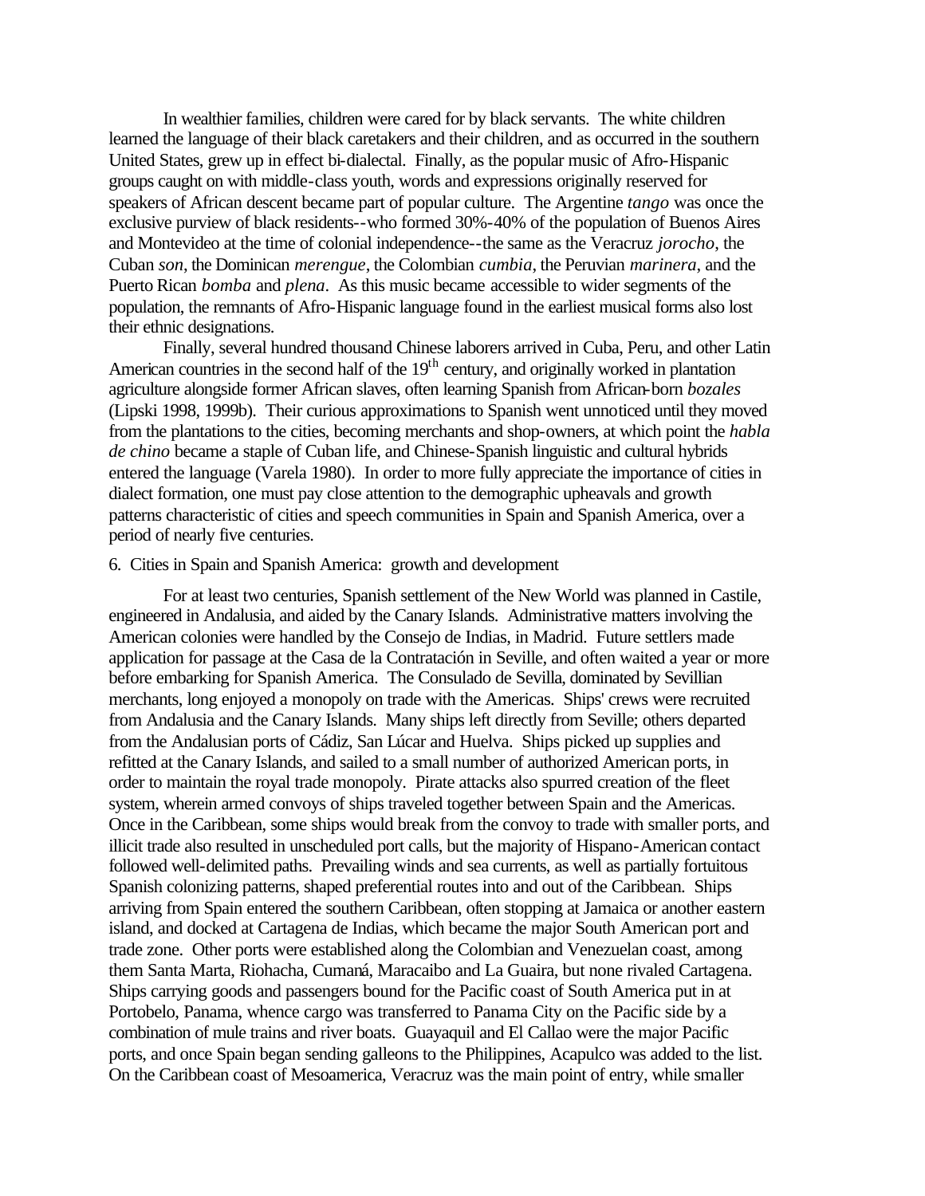In wealthier families, children were cared for by black servants. The white children learned the language of their black caretakers and their children, and as occurred in the southern United States, grew up in effect bi-dialectal. Finally, as the popular music of Afro-Hispanic groups caught on with middle-class youth, words and expressions originally reserved for speakers of African descent became part of popular culture. The Argentine *tango* was once the exclusive purview of black residents--who formed 30%-40% of the population of Buenos Aires and Montevideo at the time of colonial independence--the same as the Veracruz *jorocho*, the Cuban *son*, the Dominican *merengue*, the Colombian *cumbia*, the Peruvian *marinera*, and the Puerto Rican *bomba* and *plena*. As this music became accessible to wider segments of the population, the remnants of Afro-Hispanic language found in the earliest musical forms also lost their ethnic designations.

Finally, several hundred thousand Chinese laborers arrived in Cuba, Peru, and other Latin American countries in the second half of the 19th century, and originally worked in plantation agriculture alongside former African slaves, often learning Spanish from African-born *bozales* (Lipski 1998, 1999b). Their curious approximations to Spanish went unnoticed until they moved from the plantations to the cities, becoming merchants and shop-owners, at which point the *habla de chino* became a staple of Cuban life, and Chinese-Spanish linguistic and cultural hybrids entered the language (Varela 1980). In order to more fully appreciate the importance of cities in dialect formation, one must pay close attention to the demographic upheavals and growth patterns characteristic of cities and speech communities in Spain and Spanish America, over a period of nearly five centuries.

## 6. Cities in Spain and Spanish America: growth and development

For at least two centuries, Spanish settlement of the New World was planned in Castile, engineered in Andalusia, and aided by the Canary Islands. Administrative matters involving the American colonies were handled by the Consejo de Indias, in Madrid. Future settlers made application for passage at the Casa de la Contratación in Seville, and often waited a year or more before embarking for Spanish America. The Consulado de Sevilla, dominated by Sevillian merchants, long enjoyed a monopoly on trade with the Americas. Ships' crews were recruited from Andalusia and the Canary Islands. Many ships left directly from Seville; others departed from the Andalusian ports of Cádiz, San Lúcar and Huelva. Ships picked up supplies and refitted at the Canary Islands, and sailed to a small number of authorized American ports, in order to maintain the royal trade monopoly. Pirate attacks also spurred creation of the fleet system, wherein armed convoys of ships traveled together between Spain and the Americas. Once in the Caribbean, some ships would break from the convoy to trade with smaller ports, and illicit trade also resulted in unscheduled port calls, but the majority of Hispano-American contact followed well-delimited paths. Prevailing winds and sea currents, as well as partially fortuitous Spanish colonizing patterns, shaped preferential routes into and out of the Caribbean. Ships arriving from Spain entered the southern Caribbean, often stopping at Jamaica or another eastern island, and docked at Cartagena de Indias, which became the major South American port and trade zone. Other ports were established along the Colombian and Venezuelan coast, among them Santa Marta, Riohacha, Cumaná, Maracaibo and La Guaira, but none rivaled Cartagena. Ships carrying goods and passengers bound for the Pacific coast of South America put in at Portobelo, Panama, whence cargo was transferred to Panama City on the Pacific side by a combination of mule trains and river boats. Guayaquil and El Callao were the major Pacific ports, and once Spain began sending galleons to the Philippines, Acapulco was added to the list. On the Caribbean coast of Mesoamerica, Veracruz was the main point of entry, while smaller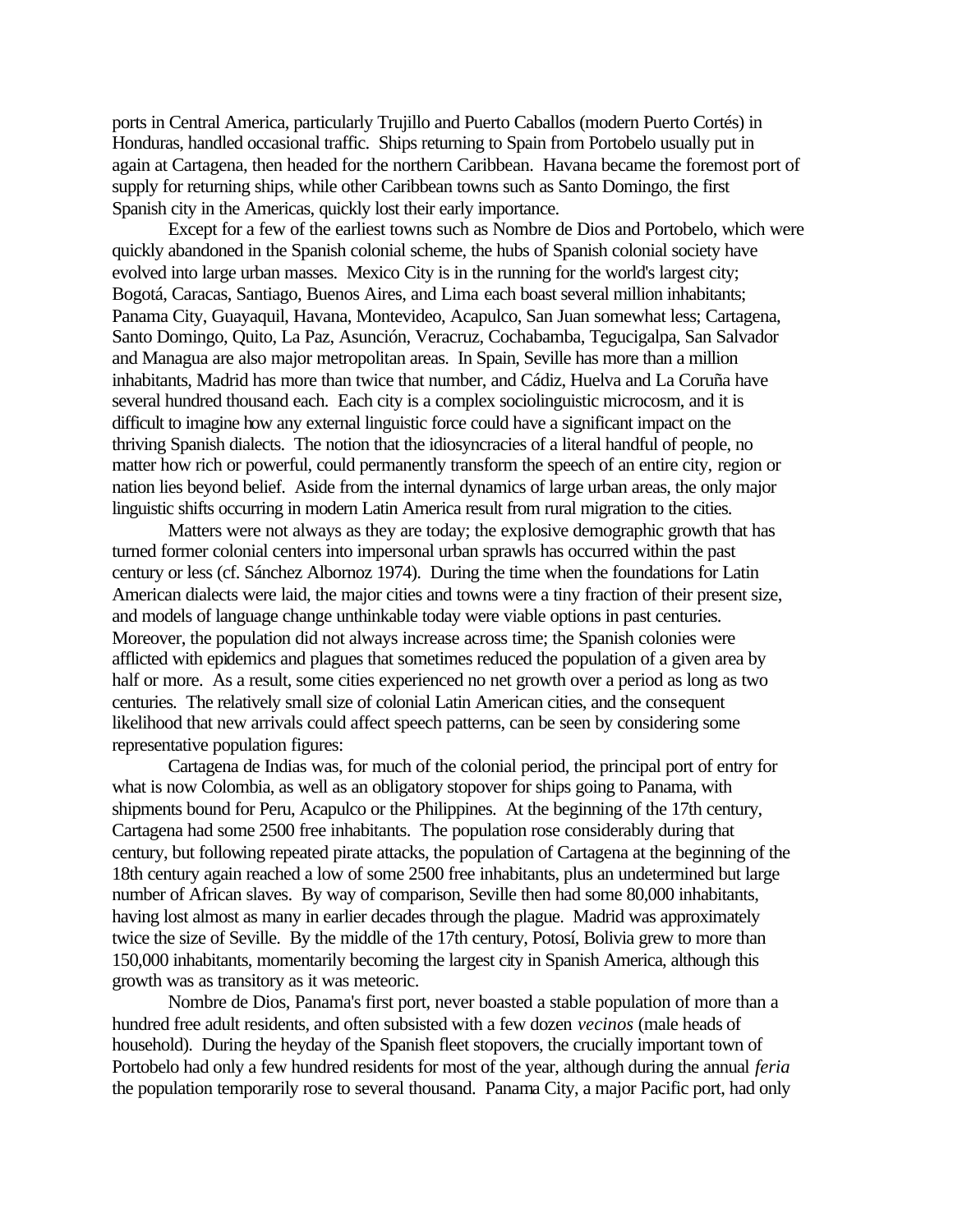ports in Central America, particularly Trujillo and Puerto Caballos (modern Puerto Cortés) in Honduras, handled occasional traffic. Ships returning to Spain from Portobelo usually put in again at Cartagena, then headed for the northern Caribbean. Havana became the foremost port of supply for returning ships, while other Caribbean towns such as Santo Domingo, the first Spanish city in the Americas, quickly lost their early importance.

Except for a few of the earliest towns such as Nombre de Dios and Portobelo, which were quickly abandoned in the Spanish colonial scheme, the hubs of Spanish colonial society have evolved into large urban masses. Mexico City is in the running for the world's largest city; Bogotá, Caracas, Santiago, Buenos Aires, and Lima each boast several million inhabitants; Panama City, Guayaquil, Havana, Montevideo, Acapulco, San Juan somewhat less; Cartagena, Santo Domingo, Quito, La Paz, Asunción, Veracruz, Cochabamba, Tegucigalpa, San Salvador and Managua are also major metropolitan areas. In Spain, Seville has more than a million inhabitants, Madrid has more than twice that number, and Cádiz, Huelva and La Coruña have several hundred thousand each. Each city is a complex sociolinguistic microcosm, and it is difficult to imagine how any external linguistic force could have a significant impact on the thriving Spanish dialects. The notion that the idiosyncracies of a literal handful of people, no matter how rich or powerful, could permanently transform the speech of an entire city, region or nation lies beyond belief. Aside from the internal dynamics of large urban areas, the only major linguistic shifts occurring in modern Latin America result from rural migration to the cities.

Matters were not always as they are today; the explosive demographic growth that has turned former colonial centers into impersonal urban sprawls has occurred within the past century or less (cf. Sánchez Albornoz 1974). During the time when the foundations for Latin American dialects were laid, the major cities and towns were a tiny fraction of their present size, and models of language change unthinkable today were viable options in past centuries. Moreover, the population did not always increase across time; the Spanish colonies were afflicted with epidemics and plagues that sometimes reduced the population of a given area by half or more. As a result, some cities experienced no net growth over a period as long as two centuries. The relatively small size of colonial Latin American cities, and the consequent likelihood that new arrivals could affect speech patterns, can be seen by considering some representative population figures:

Cartagena de Indias was, for much of the colonial period, the principal port of entry for what is now Colombia, as well as an obligatory stopover for ships going to Panama, with shipments bound for Peru, Acapulco or the Philippines. At the beginning of the 17th century, Cartagena had some 2500 free inhabitants. The population rose considerably during that century, but following repeated pirate attacks, the population of Cartagena at the beginning of the 18th century again reached a low of some 2500 free inhabitants, plus an undetermined but large number of African slaves. By way of comparison, Seville then had some 80,000 inhabitants, having lost almost as many in earlier decades through the plague. Madrid was approximately twice the size of Seville. By the middle of the 17th century, Potosí, Bolivia grew to more than 150,000 inhabitants, momentarily becoming the largest city in Spanish America, although this growth was as transitory as it was meteoric.

Nombre de Dios, Panama's first port, never boasted a stable population of more than a hundred free adult residents, and often subsisted with a few dozen *vecinos* (male heads of household). During the heyday of the Spanish fleet stopovers, the crucially important town of Portobelo had only a few hundred residents for most of the year, although during the annual *feria* the population temporarily rose to several thousand. Panama City, a major Pacific port, had only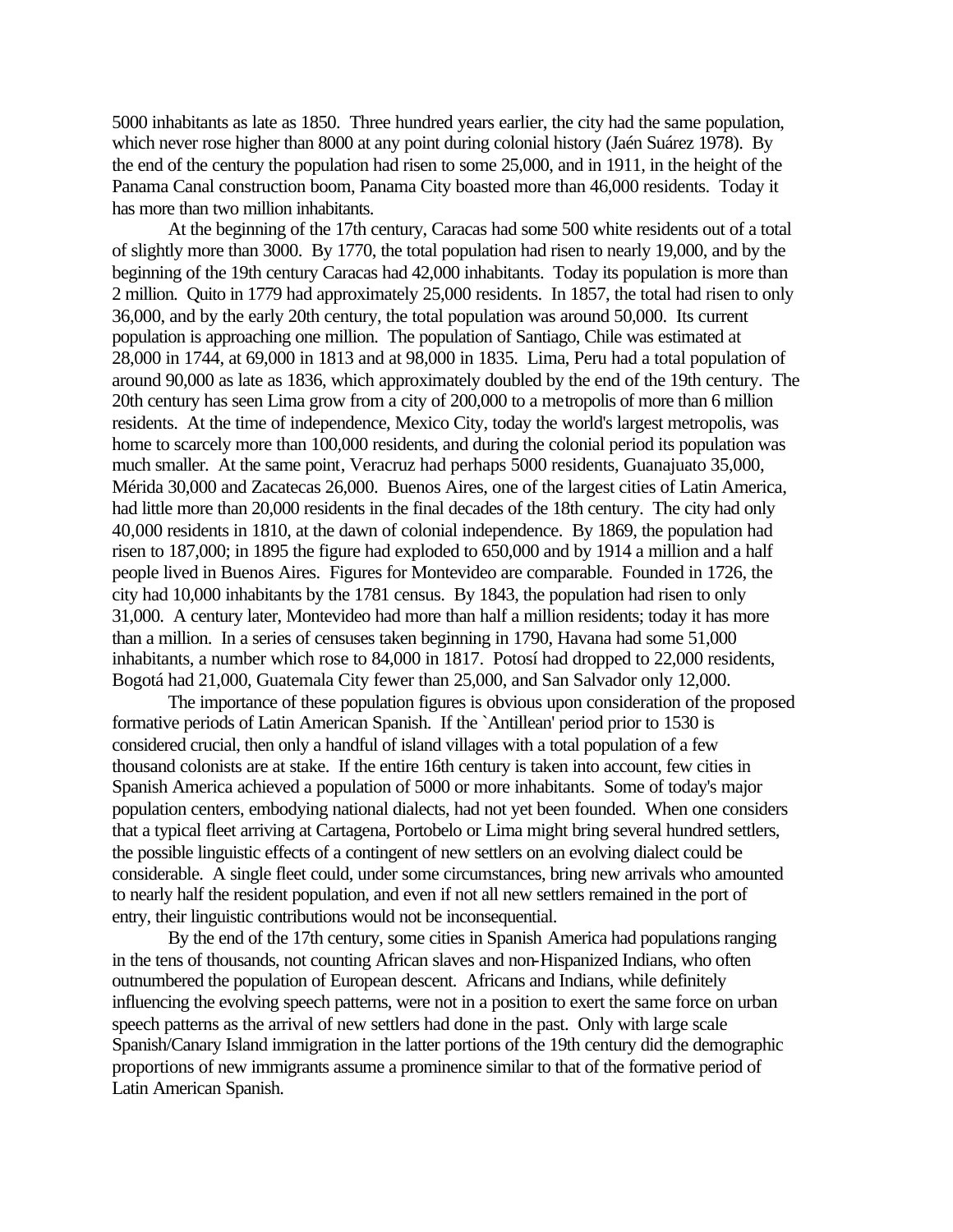5000 inhabitants as late as 1850. Three hundred years earlier, the city had the same population, which never rose higher than 8000 at any point during colonial history (Jaén Suárez 1978). By the end of the century the population had risen to some 25,000, and in 1911, in the height of the Panama Canal construction boom, Panama City boasted more than 46,000 residents. Today it has more than two million inhabitants.

At the beginning of the 17th century, Caracas had some 500 white residents out of a total of slightly more than 3000. By 1770, the total population had risen to nearly 19,000, and by the beginning of the 19th century Caracas had 42,000 inhabitants. Today its population is more than 2 million. Quito in 1779 had approximately 25,000 residents. In 1857, the total had risen to only 36,000, and by the early 20th century, the total population was around 50,000. Its current population is approaching one million. The population of Santiago, Chile was estimated at 28,000 in 1744, at 69,000 in 1813 and at 98,000 in 1835. Lima, Peru had a total population of around 90,000 as late as 1836, which approximately doubled by the end of the 19th century. The 20th century has seen Lima grow from a city of 200,000 to a metropolis of more than 6 million residents. At the time of independence, Mexico City, today the world's largest metropolis, was home to scarcely more than 100,000 residents, and during the colonial period its population was much smaller. At the same point, Veracruz had perhaps 5000 residents, Guanajuato 35,000, Mérida 30,000 and Zacatecas 26,000. Buenos Aires, one of the largest cities of Latin America, had little more than 20,000 residents in the final decades of the 18th century. The city had only 40,000 residents in 1810, at the dawn of colonial independence. By 1869, the population had risen to 187,000; in 1895 the figure had exploded to 650,000 and by 1914 a million and a half people lived in Buenos Aires. Figures for Montevideo are comparable. Founded in 1726, the city had 10,000 inhabitants by the 1781 census. By 1843, the population had risen to only 31,000. A century later, Montevideo had more than half a million residents; today it has more than a million. In a series of censuses taken beginning in 1790, Havana had some 51,000 inhabitants, a number which rose to 84,000 in 1817. Potosí had dropped to 22,000 residents, Bogotá had 21,000, Guatemala City fewer than 25,000, and San Salvador only 12,000.

The importance of these population figures is obvious upon consideration of the proposed formative periods of Latin American Spanish. If the `Antillean' period prior to 1530 is considered crucial, then only a handful of island villages with a total population of a few thousand colonists are at stake. If the entire 16th century is taken into account, few cities in Spanish America achieved a population of 5000 or more inhabitants. Some of today's major population centers, embodying national dialects, had not yet been founded. When one considers that a typical fleet arriving at Cartagena, Portobelo or Lima might bring several hundred settlers, the possible linguistic effects of a contingent of new settlers on an evolving dialect could be considerable. A single fleet could, under some circumstances, bring new arrivals who amounted to nearly half the resident population, and even if not all new settlers remained in the port of entry, their linguistic contributions would not be inconsequential.

By the end of the 17th century, some cities in Spanish America had populations ranging in the tens of thousands, not counting African slaves and non-Hispanized Indians, who often outnumbered the population of European descent. Africans and Indians, while definitely influencing the evolving speech patterns, were not in a position to exert the same force on urban speech patterns as the arrival of new settlers had done in the past. Only with large scale Spanish/Canary Island immigration in the latter portions of the 19th century did the demographic proportions of new immigrants assume a prominence similar to that of the formative period of Latin American Spanish.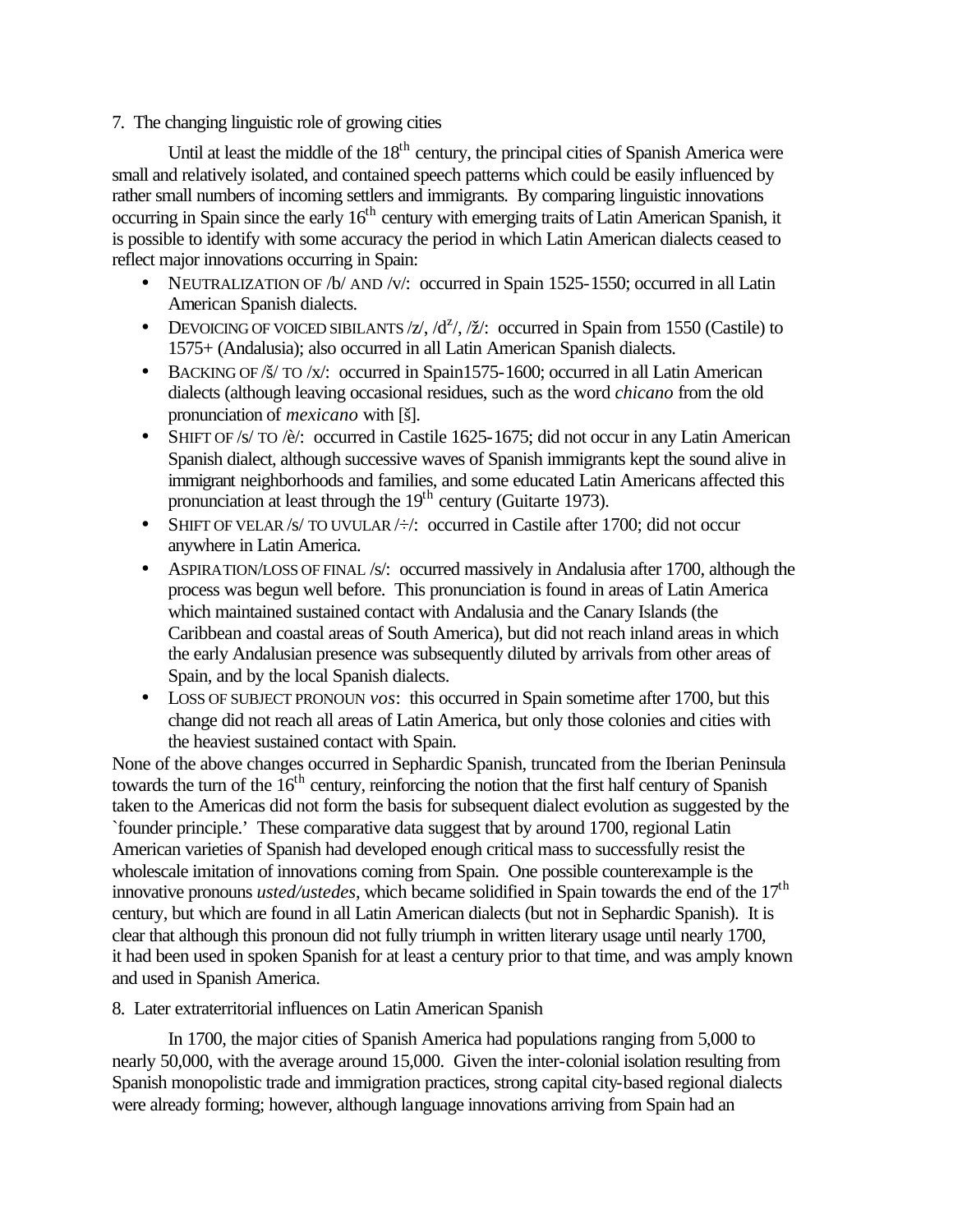7. The changing linguistic role of growing cities

Until at least the middle of the 18th century, the principal cities of Spanish America were small and relatively isolated, and contained speech patterns which could be easily influenced by rather small numbers of incoming settlers and immigrants. By comparing linguistic innovations occurring in Spain since the early 16th century with emerging traits of Latin American Spanish, it is possible to identify with some accuracy the period in which Latin American dialects ceased to reflect major innovations occurring in Spain:

- NEUTRALIZATION OF /b/ AND /v/: occurred in Spain 1525-1550; occurred in all Latin American Spanish dialects.
- DEVOICING OF VOICED SIBILANTS /z/, /$d^z$/, /ž/: occurred in Spain from 1550 (Castile) to 1575+ (Andalusia); also occurred in all Latin American Spanish dialects.
- BACKING OF /š/ TO /x/: occurred in Spain1575-1600; occurred in all Latin American dialects (although leaving occasional residues, such as the word *chicano* from the old pronunciation of *mexicano* with [š].
- SHIFT OF /s/ TO /è/: occurred in Castile 1625-1675; did not occur in any Latin American Spanish dialect, although successive waves of Spanish immigrants kept the sound alive in immigrant neighborhoods and families, and some educated Latin Americans affected this pronunciation at least through the 19th century (Guitarte 1973).
- SHIFT OF VELAR /s/ TO UVULAR /÷/: occurred in Castile after 1700; did not occur anywhere in Latin America.
- ASPIRATION/LOSS OF FINAL /s/: occurred massively in Andalusia after 1700, although the process was begun well before. This pronunciation is found in areas of Latin America which maintained sustained contact with Andalusia and the Canary Islands (the Caribbean and coastal areas of South America), but did not reach inland areas in which the early Andalusian presence was subsequently diluted by arrivals from other areas of Spain, and by the local Spanish dialects.
- LOSS OF SUBJECT PRONOUN *vos*: this occurred in Spain sometime after 1700, but this change did not reach all areas of Latin America, but only those colonies and cities with the heaviest sustained contact with Spain.

None of the above changes occurred in Sephardic Spanish, truncated from the Iberian Peninsula towards the turn of the 16th century, reinforcing the notion that the first half century of Spanish taken to the Americas did not form the basis for subsequent dialect evolution as suggested by the `founder principle.' These comparative data suggest that by around 1700, regional Latin American varieties of Spanish had developed enough critical mass to successfully resist the wholescale imitation of innovations coming from Spain. One possible counterexample is the innovative pronouns *usted/ustedes*, which became solidified in Spain towards the end of the 17th century, but which are found in all Latin American dialects (but not in Sephardic Spanish). It is clear that although this pronoun did not fully triumph in written literary usage until nearly 1700, it had been used in spoken Spanish for at least a century prior to that time, and was amply known and used in Spanish America.

8. Later extraterritorial influences on Latin American Spanish

In 1700, the major cities of Spanish America had populations ranging from 5,000 to nearly 50,000, with the average around 15,000. Given the inter-colonial isolation resulting from Spanish monopolistic trade and immigration practices, strong capital city-based regional dialects were already forming; however, although language innovations arriving from Spain had an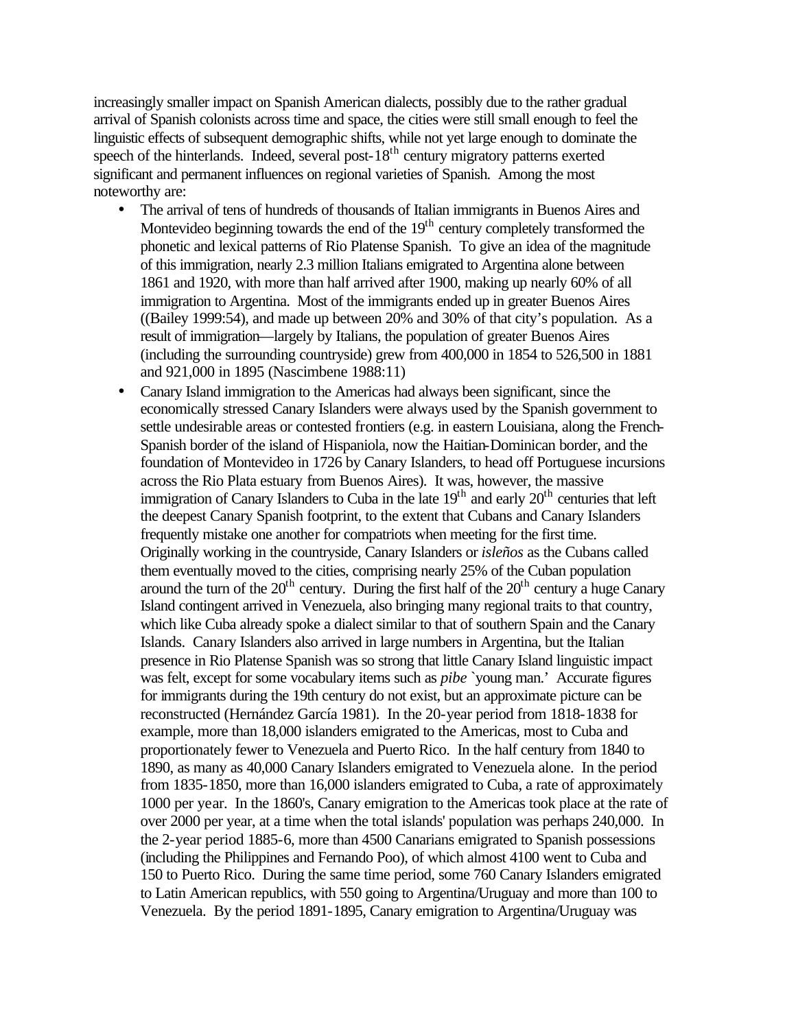increasingly smaller impact on Spanish American dialects, possibly due to the rather gradual arrival of Spanish colonists across time and space, the cities were still small enough to feel the linguistic effects of subsequent demographic shifts, while not yet large enough to dominate the speech of the hinterlands. Indeed, several post-18th century migratory patterns exerted significant and permanent influences on regional varieties of Spanish. Among the most noteworthy are:

- The arrival of tens of hundreds of thousands of Italian immigrants in Buenos Aires and Montevideo beginning towards the end of the 19th century completely transformed the phonetic and lexical patterns of Rio Platense Spanish. To give an idea of the magnitude of this immigration, nearly 2.3 million Italians emigrated to Argentina alone between 1861 and 1920, with more than half arrived after 1900, making up nearly 60% of all immigration to Argentina. Most of the immigrants ended up in greater Buenos Aires ((Bailey 1999:54), and made up between 20% and 30% of that city's population. As a result of immigration—largely by Italians, the population of greater Buenos Aires (including the surrounding countryside) grew from 400,000 in 1854 to 526,500 in 1881 and 921,000 in 1895 (Nascimbene 1988:11)
- Canary Island immigration to the Americas had always been significant, since the economically stressed Canary Islanders were always used by the Spanish government to settle undesirable areas or contested frontiers (e.g. in eastern Louisiana, along the French-Spanish border of the island of Hispaniola, now the Haitian-Dominican border, and the foundation of Montevideo in 1726 by Canary Islanders, to head off Portuguese incursions across the Rio Plata estuary from Buenos Aires). It was, however, the massive immigration of Canary Islanders to Cuba in the late 19th and early 20th centuries that left the deepest Canary Spanish footprint, to the extent that Cubans and Canary Islanders frequently mistake one another for compatriots when meeting for the first time. Originally working in the countryside, Canary Islanders or *isleños* as the Cubans called them eventually moved to the cities, comprising nearly 25% of the Cuban population around the turn of the 20th century. During the first half of the 20th century a huge Canary Island contingent arrived in Venezuela, also bringing many regional traits to that country, which like Cuba already spoke a dialect similar to that of southern Spain and the Canary Islands. Canary Islanders also arrived in large numbers in Argentina, but the Italian presence in Rio Platense Spanish was so strong that little Canary Island linguistic impact was felt, except for some vocabulary items such as *pibe* `young man.' Accurate figures for immigrants during the 19th century do not exist, but an approximate picture can be reconstructed (Hernández García 1981). In the 20-year period from 1818-1838 for example, more than 18,000 islanders emigrated to the Americas, most to Cuba and proportionately fewer to Venezuela and Puerto Rico. In the half century from 1840 to 1890, as many as 40,000 Canary Islanders emigrated to Venezuela alone. In the period from 1835-1850, more than 16,000 islanders emigrated to Cuba, a rate of approximately 1000 per year. In the 1860's, Canary emigration to the Americas took place at the rate of over 2000 per year, at a time when the total islands' population was perhaps 240,000. In the 2-year period 1885-6, more than 4500 Canarians emigrated to Spanish possessions (including the Philippines and Fernando Poo), of which almost 4100 went to Cuba and 150 to Puerto Rico. During the same time period, some 760 Canary Islanders emigrated to Latin American republics, with 550 going to Argentina/Uruguay and more than 100 to Venezuela. By the period 1891-1895, Canary emigration to Argentina/Uruguay was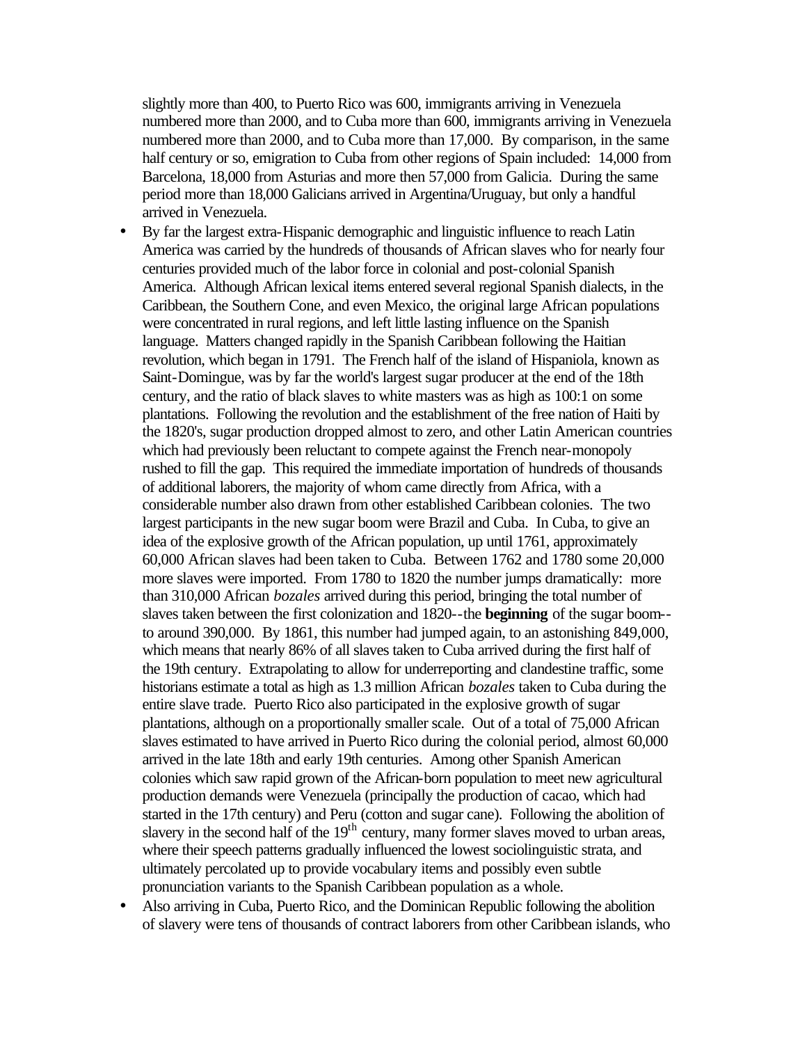slightly more than 400, to Puerto Rico was 600, immigrants arriving in Venezuela numbered more than 2000, and to Cuba more than 600, immigrants arriving in Venezuela numbered more than 2000, and to Cuba more than 17,000. By comparison, in the same half century or so, emigration to Cuba from other regions of Spain included: 14,000 from Barcelona, 18,000 from Asturias and more then 57,000 from Galicia. During the same period more than 18,000 Galicians arrived in Argentina/Uruguay, but only a handful arrived in Venezuela.

- By far the largest extra-Hispanic demographic and linguistic influence to reach Latin America was carried by the hundreds of thousands of African slaves who for nearly four centuries provided much of the labor force in colonial and post-colonial Spanish America. Although African lexical items entered several regional Spanish dialects, in the Caribbean, the Southern Cone, and even Mexico, the original large African populations were concentrated in rural regions, and left little lasting influence on the Spanish language. Matters changed rapidly in the Spanish Caribbean following the Haitian revolution, which began in 1791. The French half of the island of Hispaniola, known as Saint-Domingue, was by far the world's largest sugar producer at the end of the 18th century, and the ratio of black slaves to white masters was as high as 100:1 on some plantations. Following the revolution and the establishment of the free nation of Haiti by the 1820's, sugar production dropped almost to zero, and other Latin American countries which had previously been reluctant to compete against the French near-monopoly rushed to fill the gap. This required the immediate importation of hundreds of thousands of additional laborers, the majority of whom came directly from Africa, with a considerable number also drawn from other established Caribbean colonies. The two largest participants in the new sugar boom were Brazil and Cuba. In Cuba, to give an idea of the explosive growth of the African population, up until 1761, approximately 60,000 African slaves had been taken to Cuba. Between 1762 and 1780 some 20,000 more slaves were imported. From 1780 to 1820 the number jumps dramatically: more than 310,000 African *bozales* arrived during this period, bringing the total number of slaves taken between the first colonization and 1820--the **beginning** of the sugar boom--to around 390,000. By 1861, this number had jumped again, to an astonishing 849,000, which means that nearly 86% of all slaves taken to Cuba arrived during the first half of the 19th century. Extrapolating to allow for underreporting and clandestine traffic, some historians estimate a total as high as 1.3 million African *bozales* taken to Cuba during the entire slave trade. Puerto Rico also participated in the explosive growth of sugar plantations, although on a proportionally smaller scale. Out of a total of 75,000 African slaves estimated to have arrived in Puerto Rico during the colonial period, almost 60,000 arrived in the late 18th and early 19th centuries. Among other Spanish American colonies which saw rapid grown of the African-born population to meet new agricultural production demands were Venezuela (principally the production of cacao, which had started in the 17th century) and Peru (cotton and sugar cane). Following the abolition of slavery in the second half of the 19th century, many former slaves moved to urban areas, where their speech patterns gradually influenced the lowest sociolinguistic strata, and ultimately percolated up to provide vocabulary items and possibly even subtle pronunciation variants to the Spanish Caribbean population as a whole.
- Also arriving in Cuba, Puerto Rico, and the Dominican Republic following the abolition of slavery were tens of thousands of contract laborers from other Caribbean islands, who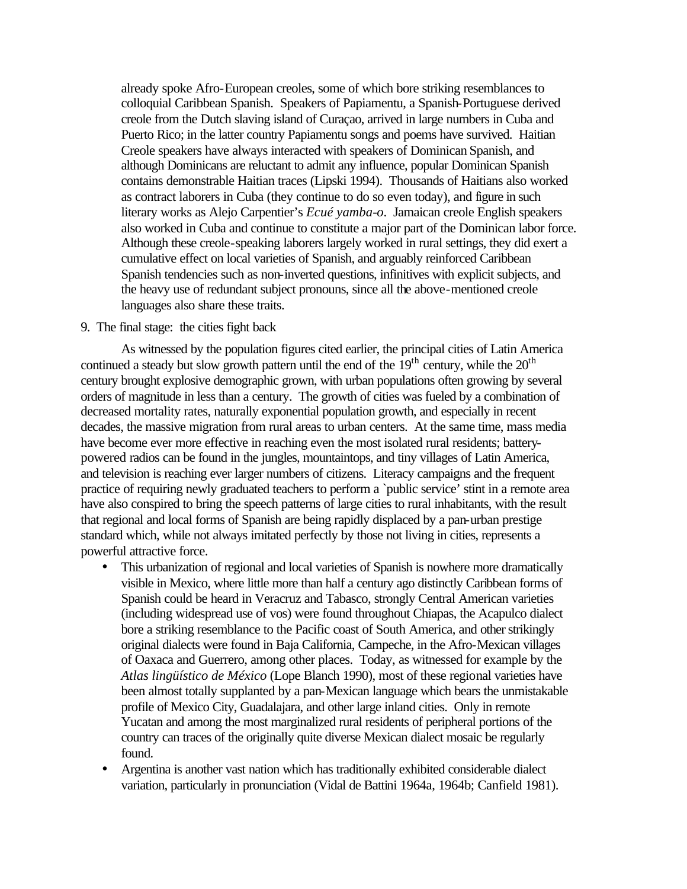already spoke Afro-European creoles, some of which bore striking resemblances to colloquial Caribbean Spanish. Speakers of Papiamentu, a Spanish-Portuguese derived creole from the Dutch slaving island of Curaçao, arrived in large numbers in Cuba and Puerto Rico; in the latter country Papiamentu songs and poems have survived. Haitian Creole speakers have always interacted with speakers of Dominican Spanish, and although Dominicans are reluctant to admit any influence, popular Dominican Spanish contains demonstrable Haitian traces (Lipski 1994). Thousands of Haitians also worked as contract laborers in Cuba (they continue to do so even today), and figure in such literary works as Alejo Carpentier's *Ecué yamba-o*. Jamaican creole English speakers also worked in Cuba and continue to constitute a major part of the Dominican labor force. Although these creole-speaking laborers largely worked in rural settings, they did exert a cumulative effect on local varieties of Spanish, and arguably reinforced Caribbean Spanish tendencies such as non-inverted questions, infinitives with explicit subjects, and the heavy use of redundant subject pronouns, since all the above-mentioned creole languages also share these traits.

9. The final stage: the cities fight back

As witnessed by the population figures cited earlier, the principal cities of Latin America continued a steady but slow growth pattern until the end of the 19th century, while the 20th century brought explosive demographic grown, with urban populations often growing by several orders of magnitude in less than a century. The growth of cities was fueled by a combination of decreased mortality rates, naturally exponential population growth, and especially in recent decades, the massive migration from rural areas to urban centers. At the same time, mass media have become ever more effective in reaching even the most isolated rural residents; battery-powered radios can be found in the jungles, mountaintops, and tiny villages of Latin America, and television is reaching ever larger numbers of citizens. Literacy campaigns and the frequent practice of requiring newly graduated teachers to perform a `public service' stint in a remote area have also conspired to bring the speech patterns of large cities to rural inhabitants, with the result that regional and local forms of Spanish are being rapidly displaced by a pan-urban prestige standard which, while not always imitated perfectly by those not living in cities, represents a powerful attractive force.

- This urbanization of regional and local varieties of Spanish is nowhere more dramatically visible in Mexico, where little more than half a century ago distinctly Caribbean forms of Spanish could be heard in Veracruz and Tabasco, strongly Central American varieties (including widespread use of vos) were found throughout Chiapas, the Acapulco dialect bore a striking resemblance to the Pacific coast of South America, and other strikingly original dialects were found in Baja California, Campeche, in the Afro-Mexican villages of Oaxaca and Guerrero, among other places. Today, as witnessed for example by the *Atlas lingüístico de México* (Lope Blanch 1990), most of these regional varieties have been almost totally supplanted by a pan-Mexican language which bears the unmistakable profile of Mexico City, Guadalajara, and other large inland cities. Only in remote Yucatan and among the most marginalized rural residents of peripheral portions of the country can traces of the originally quite diverse Mexican dialect mosaic be regularly found.
- Argentina is another vast nation which has traditionally exhibited considerable dialect variation, particularly in pronunciation (Vidal de Battini 1964a, 1964b; Canfield 1981).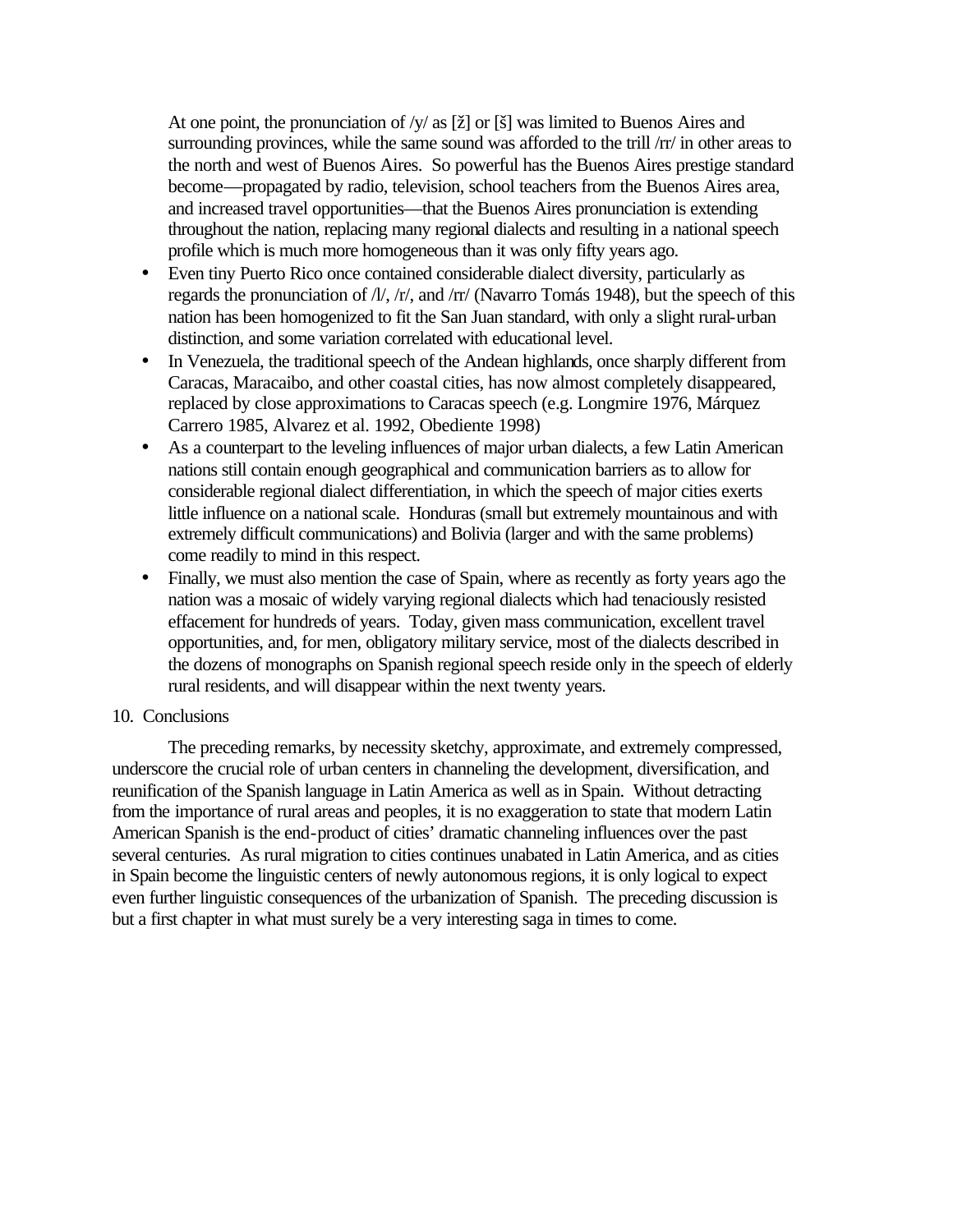At one point, the pronunciation of /y/ as [ž] or [š] was limited to Buenos Aires and surrounding provinces, while the same sound was afforded to the trill /rr/ in other areas to the north and west of Buenos Aires. So powerful has the Buenos Aires prestige standard become—propagated by radio, television, school teachers from the Buenos Aires area, and increased travel opportunities—that the Buenos Aires pronunciation is extending throughout the nation, replacing many regional dialects and resulting in a national speech profile which is much more homogeneous than it was only fifty years ago.

- Even tiny Puerto Rico once contained considerable dialect diversity, particularly as regards the pronunciation of /l/, /r/, and /rr/ (Navarro Tomás 1948), but the speech of this nation has been homogenized to fit the San Juan standard, with only a slight rural-urban distinction, and some variation correlated with educational level.
- In Venezuela, the traditional speech of the Andean highlands, once sharply different from Caracas, Maracaibo, and other coastal cities, has now almost completely disappeared, replaced by close approximations to Caracas speech (e.g. Longmire 1976, Márquez Carrero 1985, Alvarez et al. 1992, Obediente 1998)
- As a counterpart to the leveling influences of major urban dialects, a few Latin American nations still contain enough geographical and communication barriers as to allow for considerable regional dialect differentiation, in which the speech of major cities exerts little influence on a national scale. Honduras (small but extremely mountainous and with extremely difficult communications) and Bolivia (larger and with the same problems) come readily to mind in this respect.
- Finally, we must also mention the case of Spain, where as recently as forty years ago the nation was a mosaic of widely varying regional dialects which had tenaciously resisted effacement for hundreds of years. Today, given mass communication, excellent travel opportunities, and, for men, obligatory military service, most of the dialects described in the dozens of monographs on Spanish regional speech reside only in the speech of elderly rural residents, and will disappear within the next twenty years.

## 10. Conclusions

The preceding remarks, by necessity sketchy, approximate, and extremely compressed, underscore the crucial role of urban centers in channeling the development, diversification, and reunification of the Spanish language in Latin America as well as in Spain. Without detracting from the importance of rural areas and peoples, it is no exaggeration to state that modern Latin American Spanish is the end-product of cities' dramatic channeling influences over the past several centuries. As rural migration to cities continues unabated in Latin America, and as cities in Spain become the linguistic centers of newly autonomous regions, it is only logical to expect even further linguistic consequences of the urbanization of Spanish. The preceding discussion is but a first chapter in what must surely be a very interesting saga in times to come.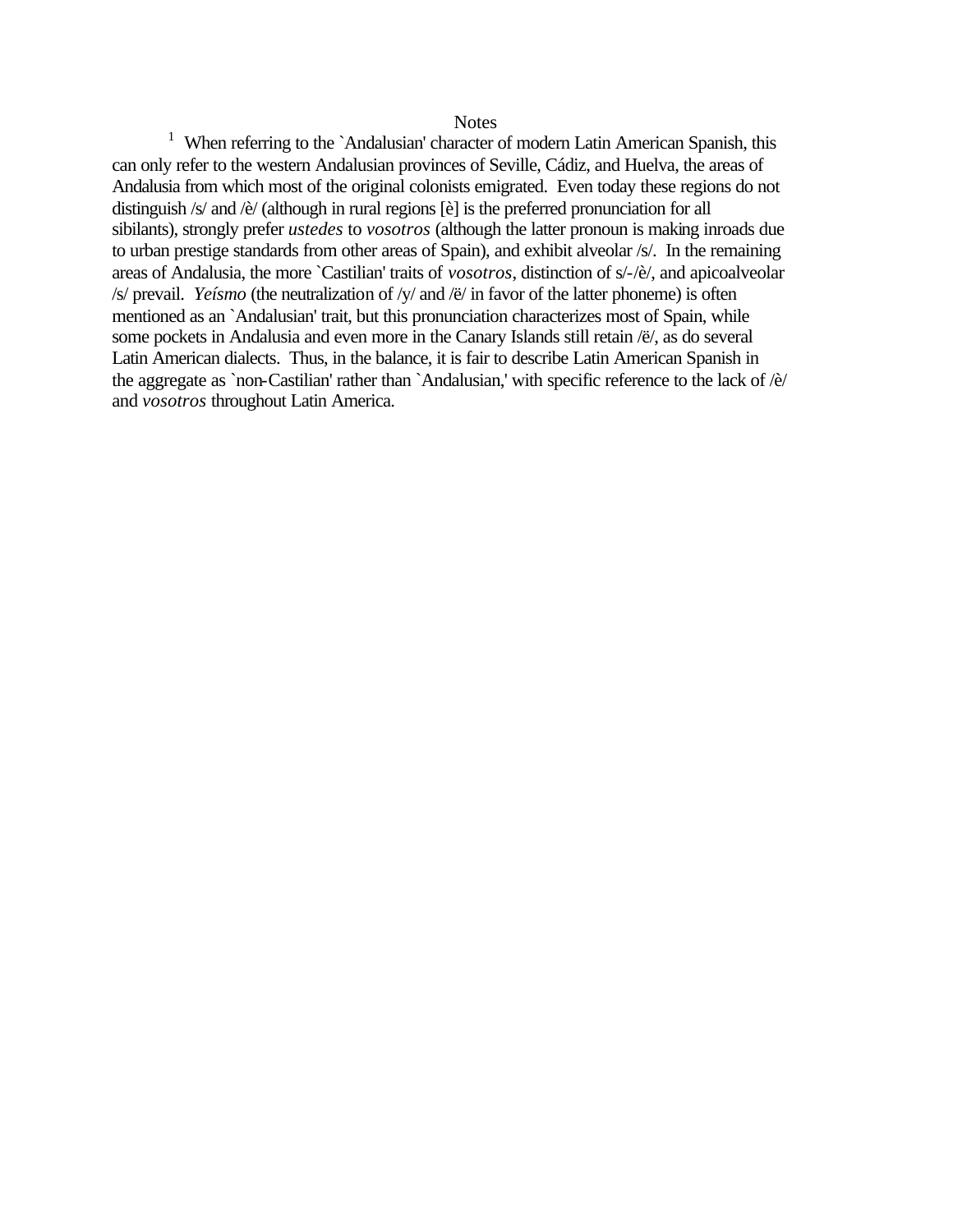# Notes

[1] When referring to the `Andalusian' character of modern Latin American Spanish, this can only refer to the western Andalusian provinces of Seville, Cádiz, and Huelva, the areas of Andalusia from which most of the original colonists emigrated. Even today these regions do not distinguish /s/ and /è/ (although in rural regions [è] is the preferred pronunciation for all sibilants), strongly prefer *ustedes* to *vosotros* (although the latter pronoun is making inroads due to urban prestige standards from other areas of Spain), and exhibit alveolar /s/. In the remaining areas of Andalusia, the more `Castilian' traits of *vosotros*, distinction of s/-/è/, and apicoalveolar /s/ prevail. *Yeísmo* (the neutralization of /y/ and /ë/ in favor of the latter phoneme) is often mentioned as an `Andalusian' trait, but this pronunciation characterizes most of Spain, while some pockets in Andalusia and even more in the Canary Islands still retain /ë/, as do several Latin American dialects. Thus, in the balance, it is fair to describe Latin American Spanish in the aggregate as `non-Castilian' rather than `Andalusian,' with specific reference to the lack of /è/ and *vosotros* throughout Latin America.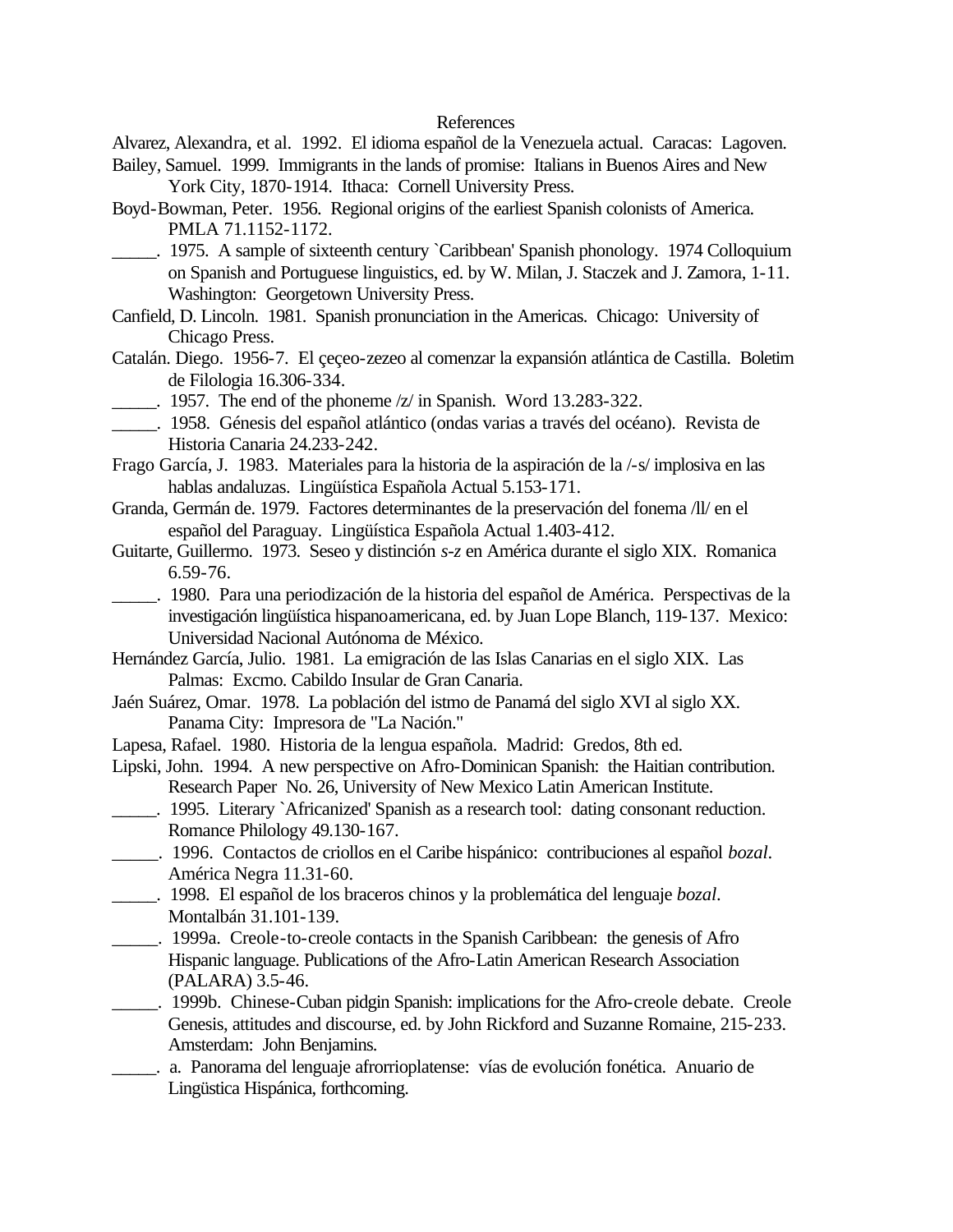# References

Alvarez, Alexandra, et al. 1992. El idioma español de la Venezuela actual. Caracas: Lagoven.

Bailey, Samuel. 1999. Immigrants in the lands of promise: Italians in Buenos Aires and New York City, 1870-1914. Ithaca: Cornell University Press.

Boyd-Bowman, Peter. 1956. Regional origins of the earliest Spanish colonists of America. PMLA 71.1152-1172.

_____. 1975. A sample of sixteenth century `Caribbean' Spanish phonology. 1974 Colloquium on Spanish and Portuguese linguistics, ed. by W. Milan, J. Staczek and J. Zamora, 1-11. Washington: Georgetown University Press.

Canfield, D. Lincoln. 1981. Spanish pronunciation in the Americas. Chicago: University of Chicago Press.

Catalán. Diego. 1956-7. El çeçeo-zezeo al comenzar la expansión atlántica de Castilla. Boletim de Filologia 16.306-334.

_____. 1957. The end of the phoneme /z/ in Spanish. Word 13.283-322.

_____. 1958. Génesis del español atlántico (ondas varias a través del océano). Revista de Historia Canaria 24.233-242.

Frago García, J. 1983. Materiales para la historia de la aspiración de la /-s/ implosiva en las hablas andaluzas. Lingüística Española Actual 5.153-171.

Granda, Germán de. 1979. Factores determinantes de la preservación del fonema /ll/ en el español del Paraguay. Lingüística Española Actual 1.403-412.

Guitarte, Guillermo. 1973. Seseo y distinción *s-z* en América durante el siglo XIX. Romanica 6.59-76.

_____. 1980. Para una periodización de la historia del español de América. Perspectivas de la investigación lingüística hispanoamericana, ed. by Juan Lope Blanch, 119-137. Mexico: Universidad Nacional Autónoma de México.

Hernández García, Julio. 1981. La emigración de las Islas Canarias en el siglo XIX. Las Palmas: Excmo. Cabildo Insular de Gran Canaria.

Jaén Suárez, Omar. 1978. La población del istmo de Panamá del siglo XVI al siglo XX. Panama City: Impresora de "La Nación."

Lapesa, Rafael. 1980. Historia de la lengua española. Madrid: Gredos, 8th ed.

Lipski, John. 1994. A new perspective on Afro-Dominican Spanish: the Haitian contribution. Research Paper No. 26, University of New Mexico Latin American Institute.

_____. 1995. Literary `Africanized' Spanish as a research tool: dating consonant reduction. Romance Philology 49.130-167.

_____. 1996. Contactos de criollos en el Caribe hispánico: contribuciones al español *bozal*. América Negra 11.31-60.

_____. 1998. El español de los braceros chinos y la problemática del lenguaje *bozal*. Montalbán 31.101-139.

_____. 1999a. Creole-to-creole contacts in the Spanish Caribbean: the genesis of Afro Hispanic language. Publications of the Afro-Latin American Research Association (PALARA) 3.5-46.

_____. 1999b. Chinese-Cuban pidgin Spanish: implications for the Afro-creole debate. Creole Genesis, attitudes and discourse, ed. by John Rickford and Suzanne Romaine, 215-233. Amsterdam: John Benjamins.

_____. a. Panorama del lenguaje afrorrioplatense: vías de evolución fonética. Anuario de Lingüstica Hispánica, forthcoming.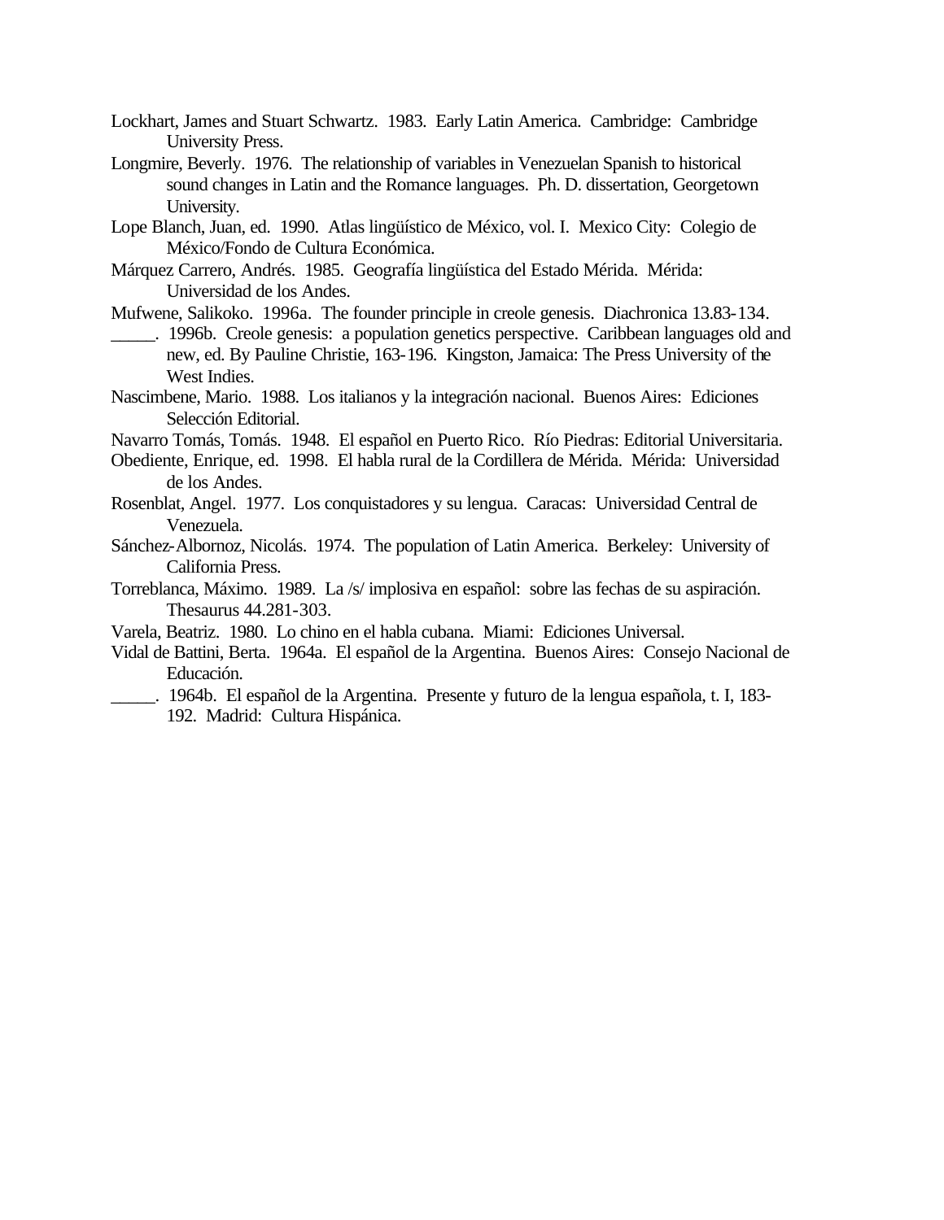Lockhart, James and Stuart Schwartz. 1983. Early Latin America. Cambridge: Cambridge University Press.

Longmire, Beverly. 1976. The relationship of variables in Venezuelan Spanish to historical sound changes in Latin and the Romance languages. Ph. D. dissertation, Georgetown University.

Lope Blanch, Juan, ed. 1990. Atlas lingüístico de México, vol. I. Mexico City: Colegio de México/Fondo de Cultura Económica.

Márquez Carrero, Andrés. 1985. Geografía lingüística del Estado Mérida. Mérida: Universidad de los Andes.

Mufwene, Salikoko. 1996a. The founder principle in creole genesis. Diachronica 13.83-134.

_____. 1996b. Creole genesis: a population genetics perspective. Caribbean languages old and new, ed. By Pauline Christie, 163-196. Kingston, Jamaica: The Press University of the West Indies.

Nascimbene, Mario. 1988. Los italianos y la integración nacional. Buenos Aires: Ediciones Selección Editorial.

Navarro Tomás, Tomás. 1948. El español en Puerto Rico. Río Piedras: Editorial Universitaria.

Obediente, Enrique, ed. 1998. El habla rural de la Cordillera de Mérida. Mérida: Universidad de los Andes.

Rosenblat, Angel. 1977. Los conquistadores y su lengua. Caracas: Universidad Central de Venezuela.

Sánchez-Albornoz, Nicolás. 1974. The population of Latin America. Berkeley: University of California Press.

Torreblanca, Máximo. 1989. La /s/ implosiva en español: sobre las fechas de su aspiración. Thesaurus 44.281-303.

Varela, Beatriz. 1980. Lo chino en el habla cubana. Miami: Ediciones Universal.

Vidal de Battini, Berta. 1964a. El español de la Argentina. Buenos Aires: Consejo Nacional de Educación.

_____. 1964b. El español de la Argentina. Presente y futuro de la lengua española, t. I, 183-192. Madrid: Cultura Hispánica.